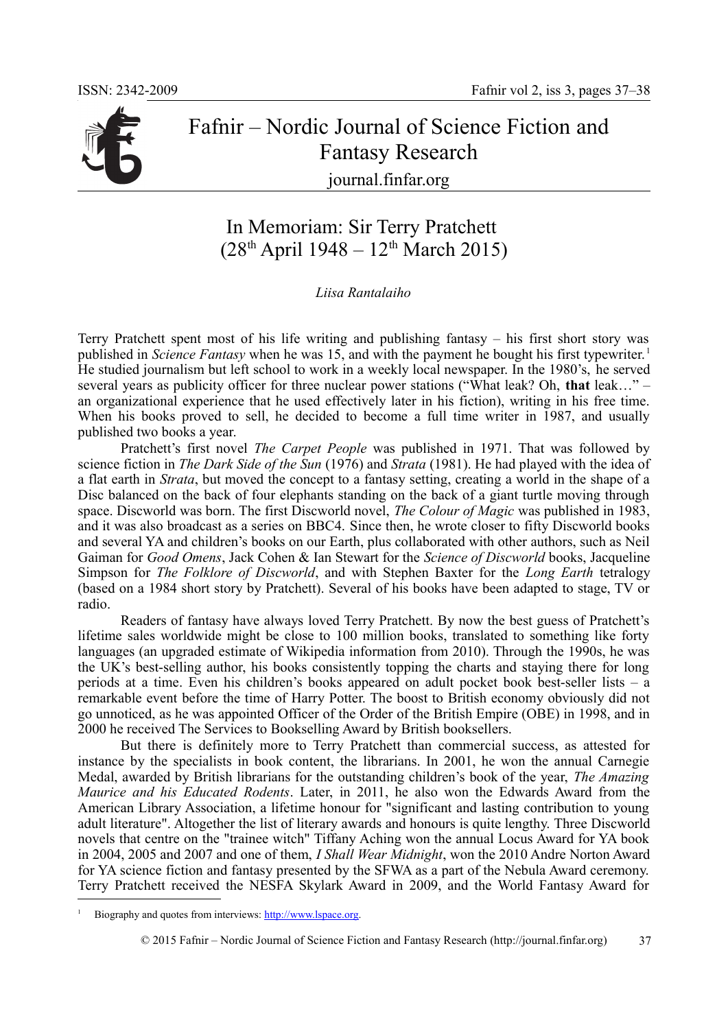# Fafnir – Nordic Journal of Science Fiction and Fantasy Research

journal.finfar.org

## In Memoriam: Sir Terry Pratchett (28th April 1948 – 12th March 2015)

*Liisa Rantalaiho*

Terry Pratchett spent most of his life writing and publishing fantasy – his first short story was published in *Science Fantasy* when he was 15, and with the payment he bought his first typewriter.[1] He studied journalism but left school to work in a weekly local newspaper. In the 1980's, he served several years as publicity officer for three nuclear power stations ("What leak? Oh, **that** leak…" – an organizational experience that he used effectively later in his fiction), writing in his free time. When his books proved to sell, he decided to become a full time writer in 1987, and usually published two books a year.

Pratchett's first novel *The Carpet People* was published in 1971. That was followed by science fiction in *The Dark Side of the Sun* (1976) and *Strata* (1981). He had played with the idea of a flat earth in *Strata*, but moved the concept to a fantasy setting, creating a world in the shape of a Disc balanced on the back of four elephants standing on the back of a giant turtle moving through space. Discworld was born. The first Discworld novel, *The Colour of Magic* was published in 1983, and it was also broadcast as a series on BBC4. Since then, he wrote closer to fifty Discworld books and several YA and children's books on our Earth, plus collaborated with other authors, such as Neil Gaiman for *Good Omens*, Jack Cohen & Ian Stewart for the *Science of Discworld* books, Jacqueline Simpson for *The Folklore of Discworld*, and with Stephen Baxter for the *Long Earth* tetralogy (based on a 1984 short story by Pratchett). Several of his books have been adapted to stage, TV or radio.

Readers of fantasy have always loved Terry Pratchett. By now the best guess of Pratchett's lifetime sales worldwide might be close to 100 million books, translated to something like forty languages (an upgraded estimate of Wikipedia information from 2010). Through the 1990s, he was the UK's best-selling author, his books consistently topping the charts and staying there for long periods at a time. Even his children's books appeared on adult pocket book best-seller lists – a remarkable event before the time of Harry Potter. The boost to British economy obviously did not go unnoticed, as he was appointed Officer of the Order of the British Empire (OBE) in 1998, and in 2000 he received The Services to Bookselling Award by British booksellers.

But there is definitely more to Terry Pratchett than commercial success, as attested for instance by the specialists in book content, the librarians. In 2001, he won the annual Carnegie Medal, awarded by British librarians for the outstanding children's book of the year, *The Amazing Maurice and his Educated Rodents*. Later, in 2011, he also won the Edwards Award from the American Library Association, a lifetime honour for "significant and lasting contribution to young adult literature". Altogether the list of literary awards and honours is quite lengthy. Three Discworld novels that centre on the "trainee witch" Tiffany Aching won the annual Locus Award for YA book in 2004, 2005 and 2007 and one of them, *I Shall Wear Midnight*, won the 2010 Andre Norton Award for YA science fiction and fantasy presented by the SFWA as a part of the Nebula Award ceremony. Terry Pratchett received the NESFA Skylark Award in 2009, and the World Fantasy Award for

[1] Biography and quotes from interviews: http://www.lspace.org.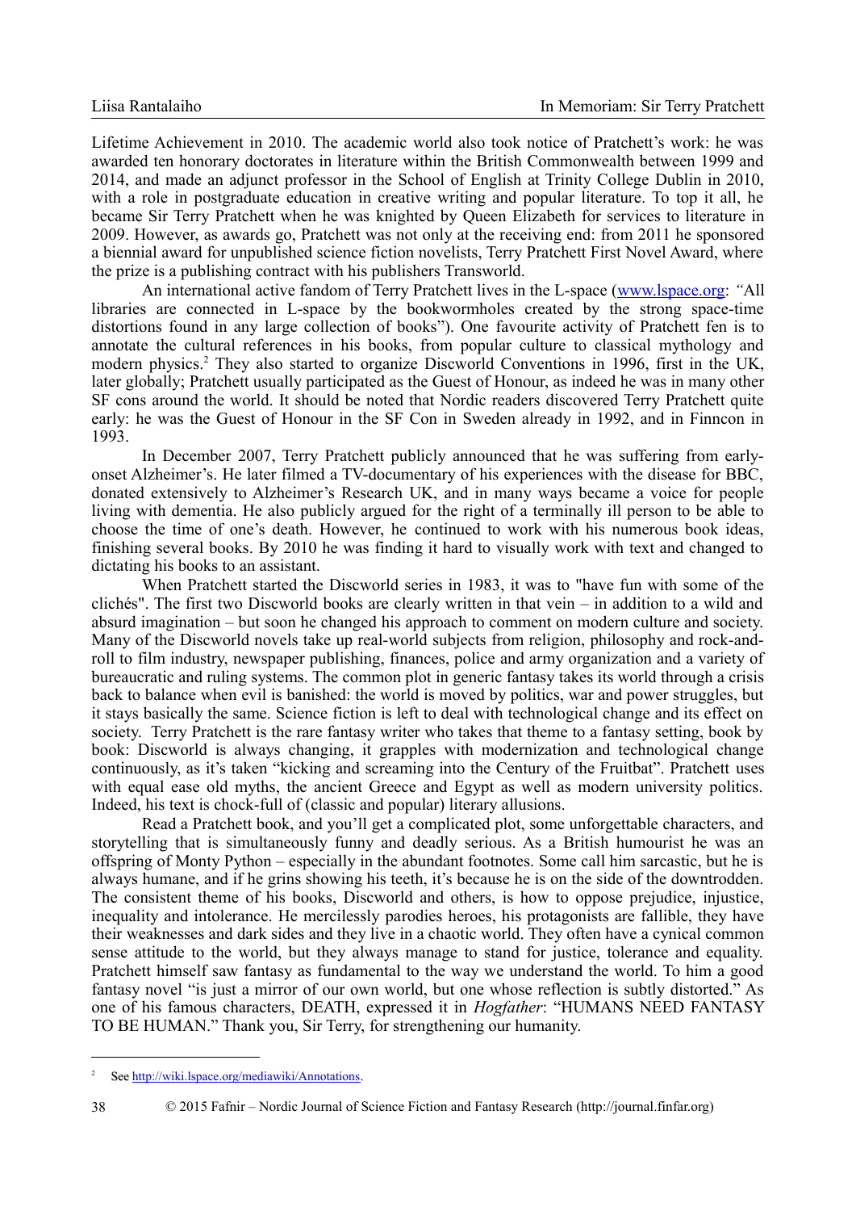Lifetime Achievement in 2010. The academic world also took notice of Pratchett's work: he was awarded ten honorary doctorates in literature within the British Commonwealth between 1999 and 2014, and made an adjunct professor in the School of English at Trinity College Dublin in 2010, with a role in postgraduate education in creative writing and popular literature. To top it all, he became Sir Terry Pratchett when he was knighted by Queen Elizabeth for services to literature in 2009. However, as awards go, Pratchett was not only at the receiving end: from 2011 he sponsored a biennial award for unpublished science fiction novelists, Terry Pratchett First Novel Award, where the prize is a publishing contract with his publishers Transworld.

An international active fandom of Terry Pratchett lives in the L-space (www.lspace.org: *"*All libraries are connected in L-space by the bookwormholes created by the strong space-time distortions found in any large collection of books"). One favourite activity of Pratchett fen is to annotate the cultural references in his books, from popular culture to classical mythology and modern physics.[2] They also started to organize Discworld Conventions in 1996, first in the UK, later globally; Pratchett usually participated as the Guest of Honour, as indeed he was in many other SF cons around the world. It should be noted that Nordic readers discovered Terry Pratchett quite early: he was the Guest of Honour in the SF Con in Sweden already in 1992, and in Finncon in 1993.

In December 2007, Terry Pratchett publicly announced that he was suffering from early-onset Alzheimer's. He later filmed a TV-documentary of his experiences with the disease for BBC, donated extensively to Alzheimer's Research UK, and in many ways became a voice for people living with dementia. He also publicly argued for the right of a terminally ill person to be able to choose the time of one's death. However, he continued to work with his numerous book ideas, finishing several books. By 2010 he was finding it hard to visually work with text and changed to dictating his books to an assistant.

When Pratchett started the Discworld series in 1983, it was to "have fun with some of the clichés". The first two Discworld books are clearly written in that vein – in addition to a wild and absurd imagination – but soon he changed his approach to comment on modern culture and society. Many of the Discworld novels take up real-world subjects from religion, philosophy and rock-and-roll to film industry, newspaper publishing, finances, police and army organization and a variety of bureaucratic and ruling systems. The common plot in generic fantasy takes its world through a crisis back to balance when evil is banished: the world is moved by politics, war and power struggles, but it stays basically the same. Science fiction is left to deal with technological change and its effect on society. Terry Pratchett is the rare fantasy writer who takes that theme to a fantasy setting, book by book: Discworld is always changing, it grapples with modernization and technological change continuously, as it's taken "kicking and screaming into the Century of the Fruitbat". Pratchett uses with equal ease old myths, the ancient Greece and Egypt as well as modern university politics. Indeed, his text is chock-full of (classic and popular) literary allusions.

Read a Pratchett book, and you'll get a complicated plot, some unforgettable characters, and storytelling that is simultaneously funny and deadly serious. As a British humourist he was an offspring of Monty Python – especially in the abundant footnotes. Some call him sarcastic, but he is always humane, and if he grins showing his teeth, it's because he is on the side of the downtrodden. The consistent theme of his books, Discworld and others, is how to oppose prejudice, injustice, inequality and intolerance. He mercilessly parodies heroes, his protagonists are fallible, they have their weaknesses and dark sides and they live in a chaotic world. They often have a cynical common sense attitude to the world, but they always manage to stand for justice, tolerance and equality. Pratchett himself saw fantasy as fundamental to the way we understand the world. To him a good fantasy novel "is just a mirror of our own world, but one whose reflection is subtly distorted." As one of his famous characters, DEATH, expressed it in *Hogfather*: "HUMANS NEED FANTASY TO BE HUMAN." Thank you, Sir Terry, for strengthening our humanity.

---

[2] See http://wiki.lspace.org/mediawiki/Annotations.